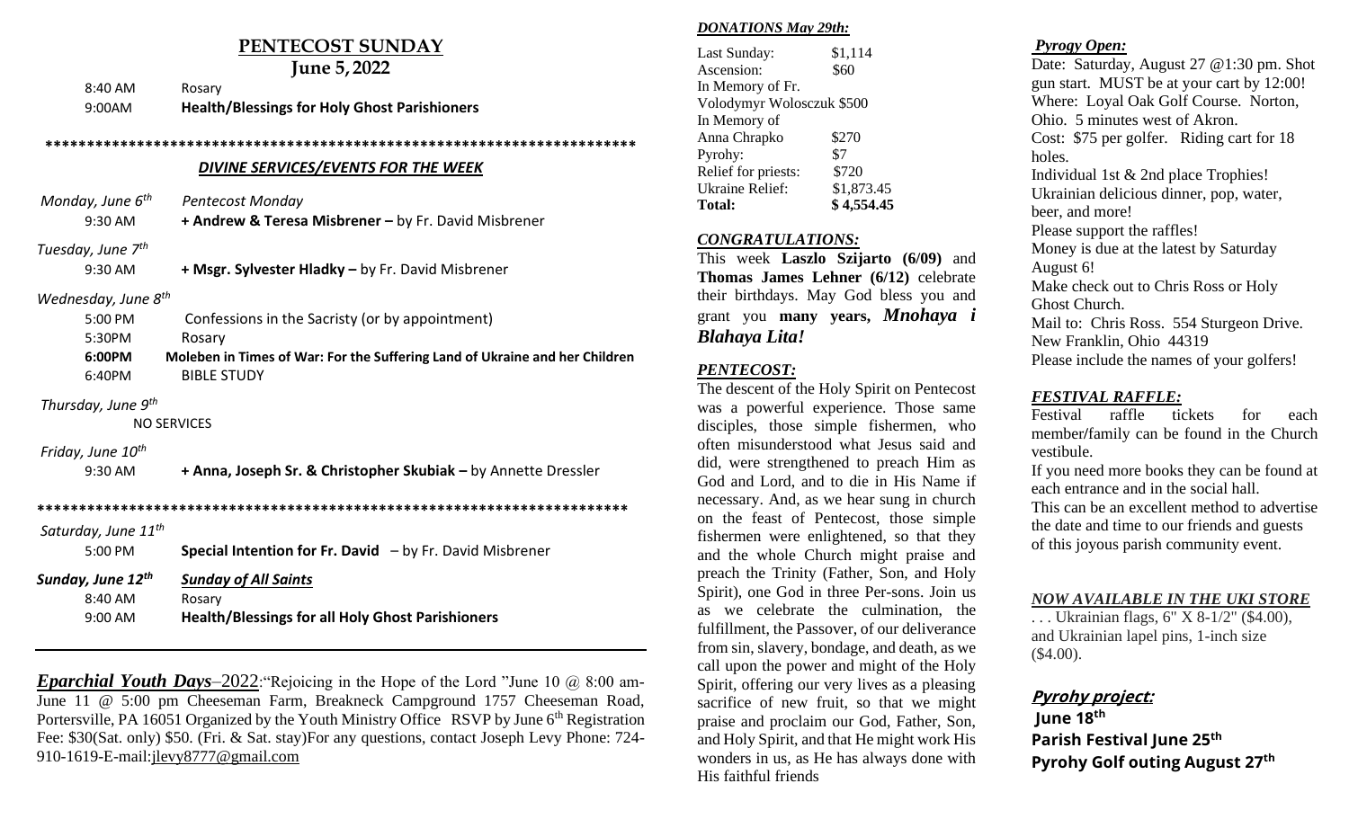# PENTECOST SUNDAY

## June 5, 2022

8:40 AM Rosary

9:00AM **Health/Blessings for Holy Ghost Parishioners**

************************************************************************

### *DIVINE SERVICES/EVENTS FOR THE WEEK*

*Monday, June 6th* *Pentecost Monday*

9:30 AM **+ Andrew & Teresa Misbrener – by Fr. David Misbrener**

*Tuesday, June 7th*

9:30 AM **+ Msgr. Sylvester Hladky – by Fr. David Misbrener**

*Wednesday, June 8th*

5:00 PM Confessions in the Sacristy (or by appointment)

5:30PM Rosary

**6:00PM Moleben in Times of War: For the Suffering Land of Ukraine and her Children**

6:40PM BIBLE STUDY

*Thursday, June 9th*

NO SERVICES

*Friday, June 10th*

9:30 AM **+ Anna, Joseph Sr. & Christopher Skubiak – by Annette Dressler**

************************************************************************

*Saturday, June 11th*

5:00 PM **Special Intention for Fr. David** – by Fr. David Misbrener

***Sunday, June 12th*** ***Sunday of All Saints***

8:40 AM Rosary

9:00 AM **Health/Blessings for all Holy Ghost Parishioners**

---

***Eparchial Youth Days***–2022:"Rejoicing in the Hope of the Lord "June 10 @ 8:00 am-June 11 @ 5:00 pm Cheeseman Farm, Breakneck Campground 1757 Cheeseman Road, Portersville, PA 16051 Organized by the Youth Ministry Office RSVP by June 6th Registration Fee: $30(Sat. only) $50. (Fri. & Sat. stay)For any questions, contact Joseph Levy Phone: 724-910-1619-E-mail:jlevy8777@gmail.com

### *DONATIONS May 29th:*

| | |
|---|---|
| Last Sunday: | $1,114 |
| Ascension: | $60 |
| In Memory of Fr. Volodymyr Woloszczuk | $500 |
| In Memory of Anna Chrapko | $270 |
| Pyrohy: | $7 |
| Relief for priests: | $720 |
| Ukraine Relief: | $1,873.45 |
| **Total:** | **$ 4,554.45** |

### *CONGRATULATIONS:*

This week **Laszlo Szijarto (6/09)** and **Thomas James Lehner (6/12)** celebrate their birthdays. May God bless you and grant you **many years, *Mnohaya i Blahaya Lita!***

### *PENTECOST:*

The descent of the Holy Spirit on Pentecost was a powerful experience. Those same disciples, those simple fishermen, who often misunderstood what Jesus said and did, were strengthened to preach Him as God and Lord, and to die in His Name if necessary. And, as we hear sung in church on the feast of Pentecost, those simple fishermen were enlightened, so that they and the whole Church might praise and preach the Trinity (Father, Son, and Holy Spirit), one God in three Per-sons. Join us as we celebrate the culmination, the fulfillment, the Passover, of our deliverance from sin, slavery, bondage, and death, as we call upon the power and might of the Holy Spirit, offering our very lives as a pleasing sacrifice of new fruit, so that we might praise and proclaim our God, Father, Son, and Holy Spirit, and that He might work His wonders in us, as He has always done with His faithful friends

### *Pyrogy Open:*

Date: Saturday, August 27 @1:30 pm. Shot gun start. MUST be at your cart by 12:00!
Where: Loyal Oak Golf Course. Norton, Ohio. 5 minutes west of Akron.
Cost: $75 per golfer. Riding cart for 18 holes.
Individual 1st & 2nd place Trophies!
Ukrainian delicious dinner, pop, water, beer, and more!
Please support the raffles!
Money is due at the latest by Saturday August 6!
Make check out to Chris Ross or Holy Ghost Church.
Mail to: Chris Ross. 554 Sturgeon Drive. New Franklin, Ohio 44319
Please include the names of your golfers!

### *FESTIVAL RAFFLE:*

Festival raffle tickets for each member/family can be found in the Church vestibule.
If you need more books they can be found at each entrance and in the social hall.
This can be an excellent method to advertise the date and time to our friends and guests of this joyous parish community event.

### *NOW AVAILABLE IN THE UKI STORE*

. . . Ukrainian flags, 6" X 8-1/2" ($4.00), and Ukrainian lapel pins, 1-inch size ($4.00).

### ***Pyrohy project:***

**June 18th**
**Parish Festival June 25th**
**Pyrohy Golf outing August 27th**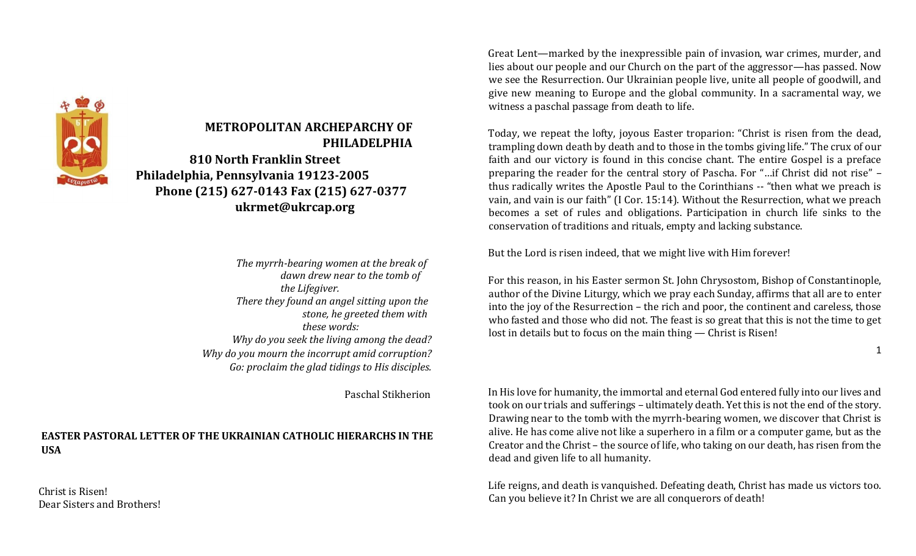**METROPOLITAN ARCHEPARCHY OF PHILADELPHIA**
**810 North Franklin Street**
**Philadelphia, Pennsylvania 19123-2005**
**Phone (215) 627-0143 Fax (215) 627-0377**
**ukrmet@ukrcap.org**

*The myrrh-bearing women at the break of dawn drew near to the tomb of the Lifegiver.*
*There they found an angel sitting upon the stone, he greeted them with these words:*
*Why do you seek the living among the dead?*
*Why do you mourn the incorrupt amid corruption?*
*Go: proclaim the glad tidings to His disciples.*

Paschal Stikherion

**EASTER PASTORAL LETTER OF THE UKRAINIAN CATHOLIC HIERARCHS IN THE USA**

Christ is Risen!
Dear Sisters and Brothers!

Great Lent—marked by the inexpressible pain of invasion, war crimes, murder, and lies about our people and our Church on the part of the aggressor—has passed. Now we see the Resurrection. Our Ukrainian people live, unite all people of goodwill, and give new meaning to Europe and the global community. In a sacramental way, we witness a paschal passage from death to life.

Today, we repeat the lofty, joyous Easter troparion: "Christ is risen from the dead, trampling down death by death and to those in the tombs giving life." The crux of our faith and our victory is found in this concise chant. The entire Gospel is a preface preparing the reader for the central story of Pascha. For "…if Christ did not rise" – thus radically writes the Apostle Paul to the Corinthians -- "then what we preach is vain, and vain is our faith" (I Cor. 15:14). Without the Resurrection, what we preach becomes a set of rules and obligations. Participation in church life sinks to the conservation of traditions and rituals, empty and lacking substance.

But the Lord is risen indeed, that we might live with Him forever!

For this reason, in his Easter sermon St. John Chrysostom, Bishop of Constantinople, author of the Divine Liturgy, which we pray each Sunday, affirms that all are to enter into the joy of the Resurrection – the rich and poor, the continent and careless, those who fasted and those who did not. The feast is so great that this is not the time to get lost in details but to focus on the main thing — Christ is Risen!

In His love for humanity, the immortal and eternal God entered fully into our lives and took on our trials and sufferings – ultimately death. Yet this is not the end of the story. Drawing near to the tomb with the myrrh-bearing women, we discover that Christ is alive. He has come alive not like a superhero in a film or a computer game, but as the Creator and the Christ – the source of life, who taking on our death, has risen from the dead and given life to all humanity.

Life reigns, and death is vanquished. Defeating death, Christ has made us victors too. Can you believe it? In Christ we are all conquerors of death!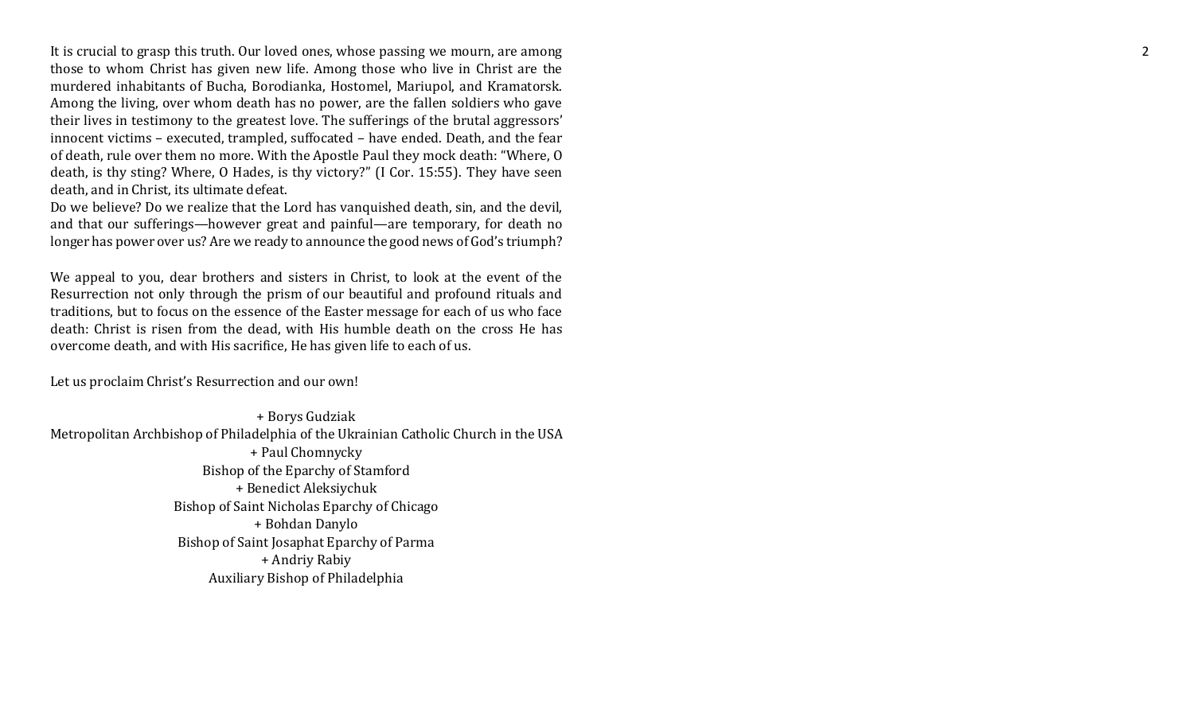It is crucial to grasp this truth. Our loved ones, whose passing we mourn, are among those to whom Christ has given new life. Among those who live in Christ are the murdered inhabitants of Bucha, Borodianka, Hostomel, Mariupol, and Kramatorsk. Among the living, over whom death has no power, are the fallen soldiers who gave their lives in testimony to the greatest love. The sufferings of the brutal aggressors' innocent victims – executed, trampled, suffocated – have ended. Death, and the fear of death, rule over them no more. With the Apostle Paul they mock death: "Where, O death, is thy sting? Where, O Hades, is thy victory?" (I Cor. 15:55). They have seen death, and in Christ, its ultimate defeat.

Do we believe? Do we realize that the Lord has vanquished death, sin, and the devil, and that our sufferings—however great and painful—are temporary, for death no longer has power over us? Are we ready to announce the good news of God's triumph?

We appeal to you, dear brothers and sisters in Christ, to look at the event of the Resurrection not only through the prism of our beautiful and profound rituals and traditions, but to focus on the essence of the Easter message for each of us who face death: Christ is risen from the dead, with His humble death on the cross He has overcome death, and with His sacrifice, He has given life to each of us.

Let us proclaim Christ's Resurrection and our own!

+ Borys Gudziak
Metropolitan Archbishop of Philadelphia of the Ukrainian Catholic Church in the USA

+ Paul Chomnycky
Bishop of the Eparchy of Stamford

+ Benedict Aleksiychuk
Bishop of Saint Nicholas Eparchy of Chicago

+ Bohdan Danylo
Bishop of Saint Josaphat Eparchy of Parma

+ Andriy Rabiy
Auxiliary Bishop of Philadelphia